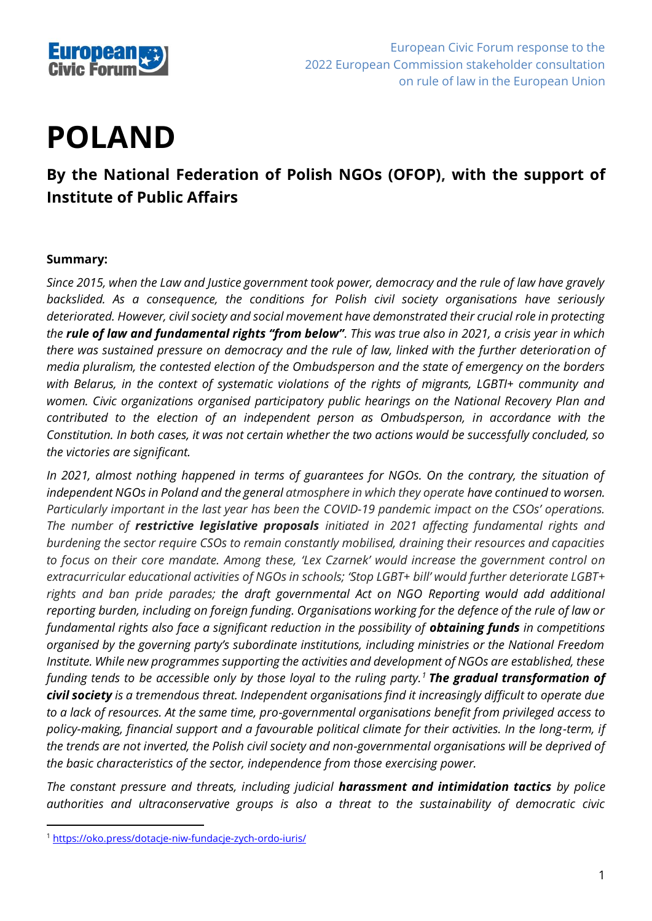European Civic Forum response to the 2022 European Commission stakeholder consultation on rule of law in the European Union

# POLAND

## By the National Federation of Polish NGOs (OFOP), with the support of Institute of Public Affairs

**Summary:**

*Since 2015, when the Law and Justice government took power, democracy and the rule of law have gravely backslided. As a consequence, the conditions for Polish civil society organisations have seriously deteriorated. However, civil society and social movement have demonstrated their crucial role in protecting the **rule of law and fundamental rights "from below"**. This was true also in 2021, a crisis year in which there was sustained pressure on democracy and the rule of law, linked with the further deterioration of media pluralism, the contested election of the Ombudsperson and the state of emergency on the borders with Belarus, in the context of systematic violations of the rights of migrants, LGBTI+ community and women. Civic organizations organised participatory public hearings on the National Recovery Plan and contributed to the election of an independent person as Ombudsperson, in accordance with the Constitution. In both cases, it was not certain whether the two actions would be successfully concluded, so the victories are significant.*

*In 2021, almost nothing happened in terms of guarantees for NGOs. On the contrary, the situation of independent NGOs in Poland and the general atmosphere in which they operate have continued to worsen. Particularly important in the last year has been the COVID-19 pandemic impact on the CSOs' operations. The number of **restrictive legislative proposals** initiated in 2021 affecting fundamental rights and burdening the sector require CSOs to remain constantly mobilised, draining their resources and capacities to focus on their core mandate. Among these, 'Lex Czarnek' would increase the government control on extracurricular educational activities of NGOs in schools; 'Stop LGBT+ bill' would further deteriorate LGBT+ rights and ban pride parades; the draft governmental Act on NGO Reporting would add additional reporting burden, including on foreign funding. Organisations working for the defence of the rule of law or fundamental rights also face a significant reduction in the possibility of **obtaining funds** in competitions organised by the governing party's subordinate institutions, including ministries or the National Freedom Institute. While new programmes supporting the activities and development of NGOs are established, these funding tends to be accessible only by those loyal to the ruling party.[1] **The gradual transformation of civil society** is a tremendous threat. Independent organisations find it increasingly difficult to operate due to a lack of resources. At the same time, pro-governmental organisations benefit from privileged access to policy-making, financial support and a favourable political climate for their activities. In the long-term, if the trends are not inverted, the Polish civil society and non-governmental organisations will be deprived of the basic characteristics of the sector, independence from those exercising power.*

*The constant pressure and threats, including judicial **harassment and intimidation tactics** by police authorities and ultraconservative groups is also a threat to the sustainability of democratic civic*

[1] https://oko.press/dotacje-niw-fundacje-zych-ordo-iuris/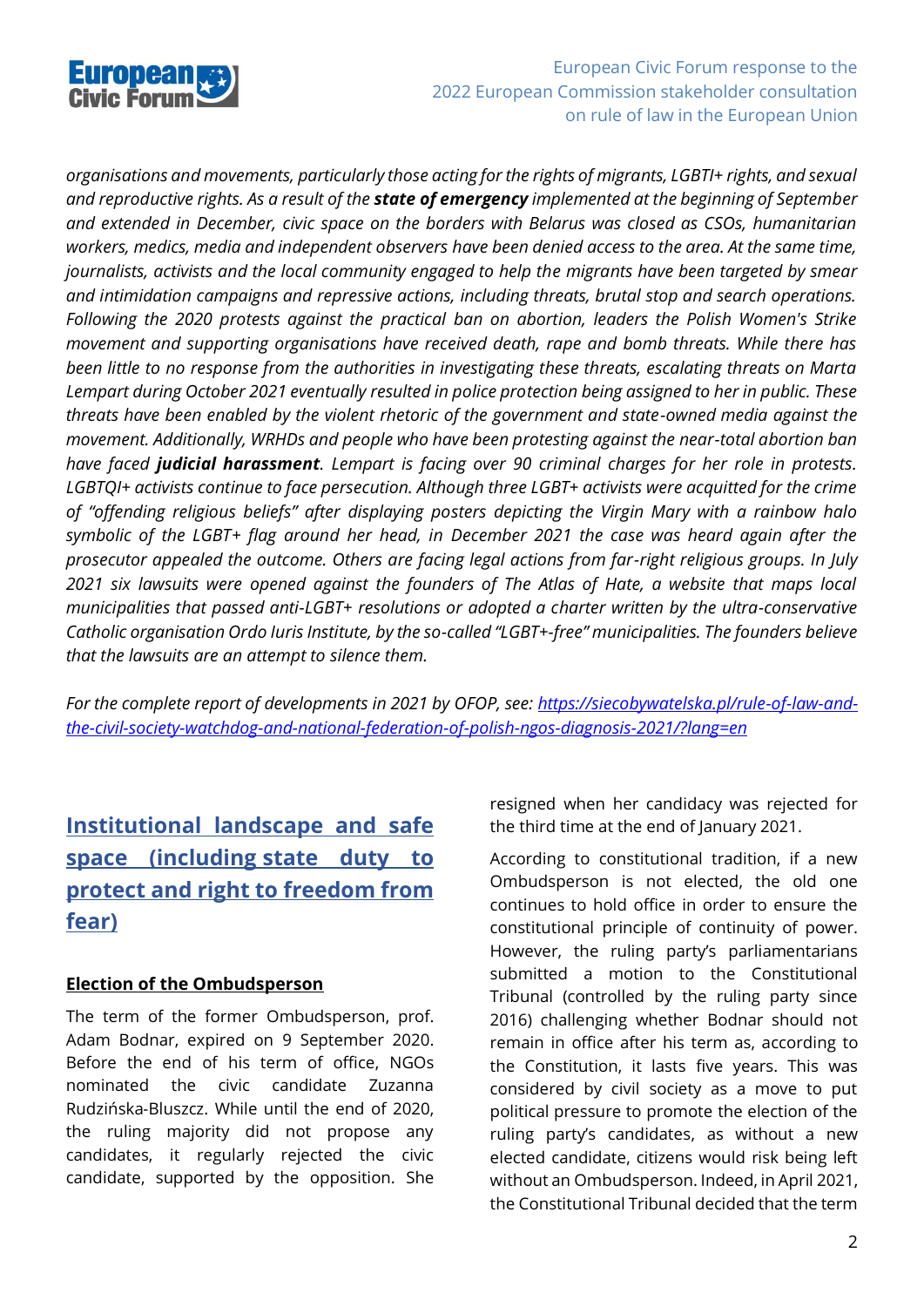*organisations and movements, particularly those acting for the rights of migrants, LGBTI+ rights, and sexual and reproductive rights. As a result of the* ***state of emergency*** *implemented at the beginning of September and extended in December, civic space on the borders with Belarus was closed as CSOs, humanitarian workers, medics, media and independent observers have been denied access to the area. At the same time, journalists, activists and the local community engaged to help the migrants have been targeted by smear and intimidation campaigns and repressive actions, including threats, brutal stop and search operations. Following the 2020 protests against the practical ban on abortion, leaders the Polish Women's Strike movement and supporting organisations have received death, rape and bomb threats. While there has been little to no response from the authorities in investigating these threats, escalating threats on Marta Lempart during October 2021 eventually resulted in police protection being assigned to her in public. These threats have been enabled by the violent rhetoric of the government and state-owned media against the movement. Additionally, WRHDs and people who have been protesting against the near-total abortion ban have faced* ***judicial harassment****. Lempart is facing over 90 criminal charges for her role in protests. LGBTQI+ activists continue to face persecution. Although three LGBT+ activists were acquitted for the crime of "offending religious beliefs" after displaying posters depicting the Virgin Mary with a rainbow halo symbolic of the LGBT+ flag around her head, in December 2021 the case was heard again after the prosecutor appealed the outcome. Others are facing legal actions from far-right religious groups. In July 2021 six lawsuits were opened against the founders of The Atlas of Hate, a website that maps local municipalities that passed anti-LGBT+ resolutions or adopted a charter written by the ultra-conservative Catholic organisation Ordo Iuris Institute, by the so-called "LGBT+-free" municipalities. The founders believe that the lawsuits are an attempt to silence them.*

*For the complete report of developments in 2021 by OFOP, see: [https://siecobywatelska.pl/rule-of-law-and-the-civil-society-watchdog-and-national-federation-of-polish-ngos-diagnosis-2021/?lang=en](https://siecobywatelska.pl/rule-of-law-and-the-civil-society-watchdog-and-national-federation-of-polish-ngos-diagnosis-2021/?lang=en)*

## Institutional landscape and safe space (including state duty to protect and right to freedom from fear)

### Election of the Ombudsperson

The term of the former Ombudsperson, prof. Adam Bodnar, expired on 9 September 2020. Before the end of his term of office, NGOs nominated the civic candidate Zuzanna Rudzińska-Bluszcz. While until the end of 2020, the ruling majority did not propose any candidates, it regularly rejected the civic candidate, supported by the opposition. She resigned when her candidacy was rejected for the third time at the end of January 2021.

According to constitutional tradition, if a new Ombudsperson is not elected, the old one continues to hold office in order to ensure the constitutional principle of continuity of power. However, the ruling party's parliamentarians submitted a motion to the Constitutional Tribunal (controlled by the ruling party since 2016) challenging whether Bodnar should not remain in office after his term as, according to the Constitution, it lasts five years. This was considered by civil society as a move to put political pressure to promote the election of the ruling party's candidates, as without a new elected candidate, citizens would risk being left without an Ombudsperson. Indeed, in April 2021, the Constitutional Tribunal decided that the term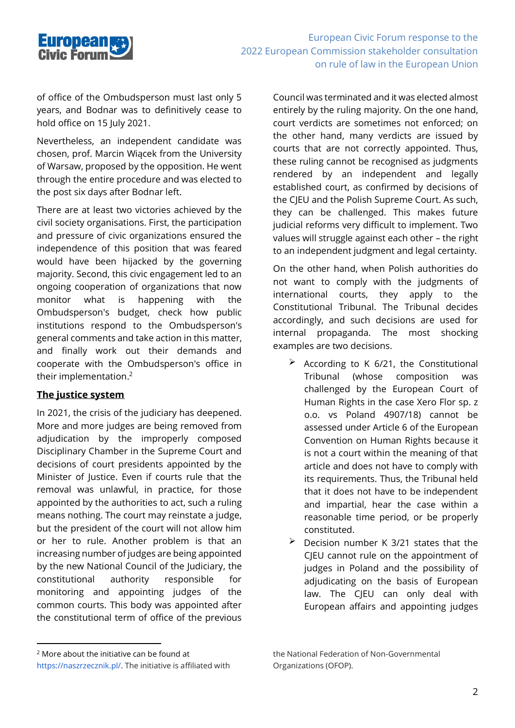of office of the Ombudsperson must last only 5 years, and Bodnar was to definitively cease to hold office on 15 July 2021.

Nevertheless, an independent candidate was chosen, prof. Marcin Wiącek from the University of Warsaw, proposed by the opposition. He went through the entire procedure and was elected to the post six days after Bodnar left.

There are at least two victories achieved by the civil society organisations. First, the participation and pressure of civic organizations ensured the independence of this position that was feared would have been hijacked by the governing majority. Second, this civic engagement led to an ongoing cooperation of organizations that now monitor what is happening with the Ombudsperson's budget, check how public institutions respond to the Ombudsperson's general comments and take action in this matter, and finally work out their demands and cooperate with the Ombudsperson's office in their implementation.[2]

## The justice system

In 2021, the crisis of the judiciary has deepened. More and more judges are being removed from adjudication by the improperly composed Disciplinary Chamber in the Supreme Court and decisions of court presidents appointed by the Minister of Justice. Even if courts rule that the removal was unlawful, in practice, for those appointed by the authorities to act, such a ruling means nothing. The court may reinstate a judge, but the president of the court will not allow him or her to rule. Another problem is that an increasing number of judges are being appointed by the new National Council of the Judiciary, the constitutional authority responsible for monitoring and appointing judges of the common courts. This body was appointed after the constitutional term of office of the previous Council was terminated and it was elected almost entirely by the ruling majority. On the one hand, court verdicts are sometimes not enforced; on the other hand, many verdicts are issued by courts that are not correctly appointed. Thus, these ruling cannot be recognised as judgments rendered by an independent and legally established court, as confirmed by decisions of the CJEU and the Polish Supreme Court. As such, they can be challenged. This makes future judicial reforms very difficult to implement. Two values will struggle against each other – the right to an independent judgment and legal certainty.

On the other hand, when Polish authorities do not want to comply with the judgments of international courts, they apply to the Constitutional Tribunal. The Tribunal decides accordingly, and such decisions are used for internal propaganda. The most shocking examples are two decisions.

- According to K 6/21, the Constitutional Tribunal (whose composition was challenged by the European Court of Human Rights in the case Xero Flor sp. z o.o. vs Poland 4907/18) cannot be assessed under Article 6 of the European Convention on Human Rights because it is not a court within the meaning of that article and does not have to comply with its requirements. Thus, the Tribunal held that it does not have to be independent and impartial, hear the case within a reasonable time period, or be properly constituted.
- Decision number K 3/21 states that the CJEU cannot rule on the appointment of judges in Poland and the possibility of adjudicating on the basis of European law. The CJEU can only deal with European affairs and appointing judges

[2] More about the initiative can be found at https://naszrzecznik.pl/. The initiative is affiliated with the National Federation of Non-Governmental Organizations (OFOP).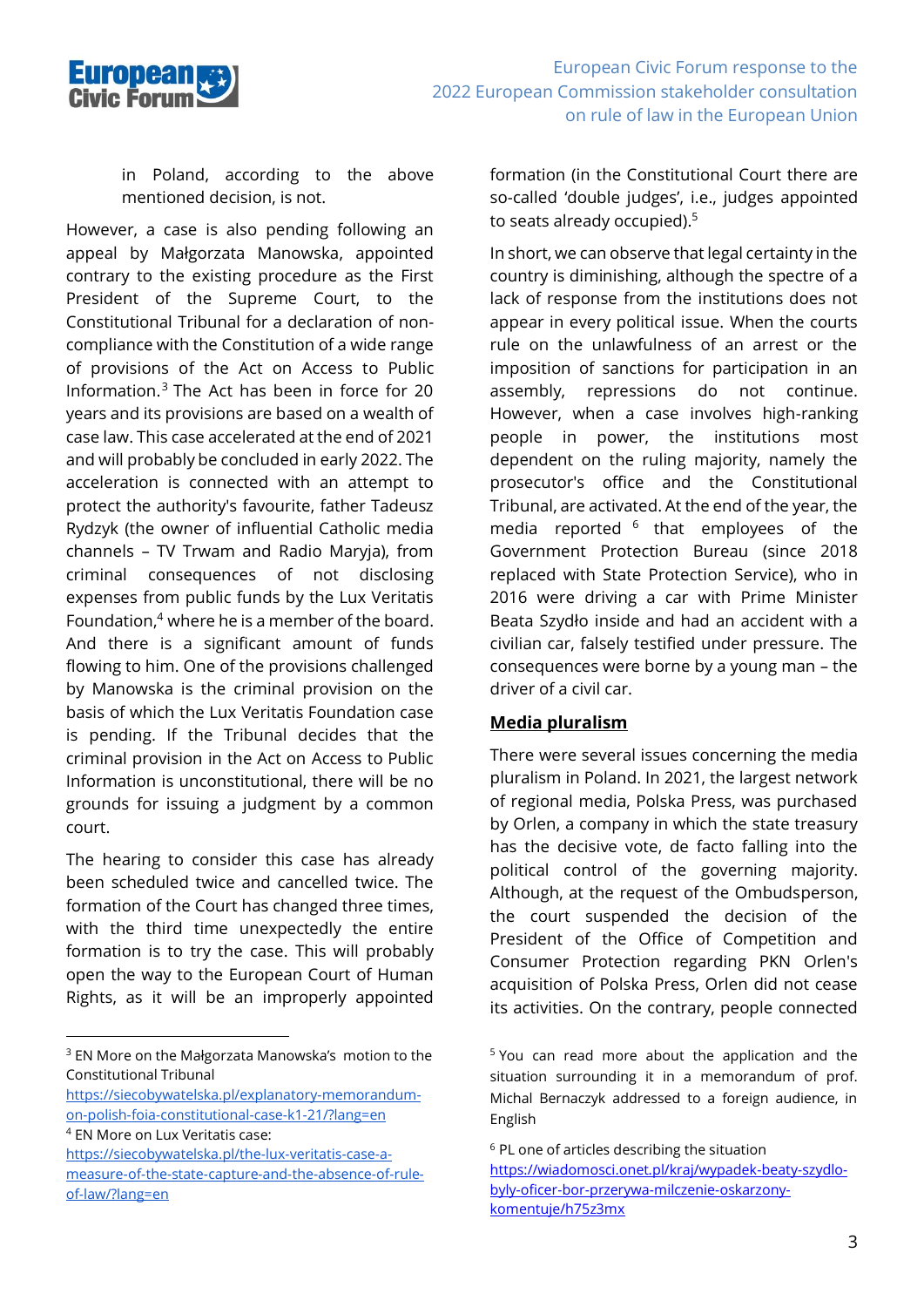in Poland, according to the above mentioned decision, is not.

However, a case is also pending following an appeal by Małgorzata Manowska, appointed contrary to the existing procedure as the First President of the Supreme Court, to the Constitutional Tribunal for a declaration of non-compliance with the Constitution of a wide range of provisions of the Act on Access to Public Information.[3] The Act has been in force for 20 years and its provisions are based on a wealth of case law. This case accelerated at the end of 2021 and will probably be concluded in early 2022. The acceleration is connected with an attempt to protect the authority's favourite, father Tadeusz Rydzyk (the owner of influential Catholic media channels – TV Trwam and Radio Maryja), from criminal consequences of not disclosing expenses from public funds by the Lux Veritatis Foundation,[4] where he is a member of the board. And there is a significant amount of funds flowing to him. One of the provisions challenged by Manowska is the criminal provision on the basis of which the Lux Veritatis Foundation case is pending. If the Tribunal decides that the criminal provision in the Act on Access to Public Information is unconstitutional, there will be no grounds for issuing a judgment by a common court.

The hearing to consider this case has already been scheduled twice and cancelled twice. The formation of the Court has changed three times, with the third time unexpectedly the entire formation is to try the case. This will probably open the way to the European Court of Human Rights, as it will be an improperly appointed formation (in the Constitutional Court there are so-called 'double judges', i.e., judges appointed to seats already occupied).[5]

In short, we can observe that legal certainty in the country is diminishing, although the spectre of a lack of response from the institutions does not appear in every political issue. When the courts rule on the unlawfulness of an arrest or the imposition of sanctions for participation in an assembly, repressions do not continue. However, when a case involves high-ranking people in power, the institutions most dependent on the ruling majority, namely the prosecutor's office and the Constitutional Tribunal, are activated. At the end of the year, the media reported [6] that employees of the Government Protection Bureau (since 2018 replaced with State Protection Service), who in 2016 were driving a car with Prime Minister Beata Szydło inside and had an accident with a civilian car, falsely testified under pressure. The consequences were borne by a young man – the driver of a civil car.

## Media pluralism

There were several issues concerning the media pluralism in Poland. In 2021, the largest network of regional media, Polska Press, was purchased by Orlen, a company in which the state treasury has the decisive vote, de facto falling into the political control of the governing majority. Although, at the request of the Ombudsperson, the court suspended the decision of the President of the Office of Competition and Consumer Protection regarding PKN Orlen's acquisition of Polska Press, Orlen did not cease its activities. On the contrary, people connected

---

[3] EN More on the Małgorzata Manowska's motion to the Constitutional Tribunal https://siecobywatelska.pl/explanatory-memorandum-on-polish-foia-constitutional-case-k1-21/?lang=en

[4] EN More on Lux Veritatis case: https://siecobywatelska.pl/the-lux-veritatis-case-a-measure-of-the-state-capture-and-the-absence-of-rule-of-law/?lang=en

[5] You can read more about the application and the situation surrounding it in a memorandum of prof. Michal Bernaczyk addressed to a foreign audience, in English

[6] PL one of articles describing the situation https://wiadomosci.onet.pl/kraj/wypadek-beaty-szydlo-byly-oficer-bor-przerywa-milczenie-oskarzony-komentuje/h75z3mx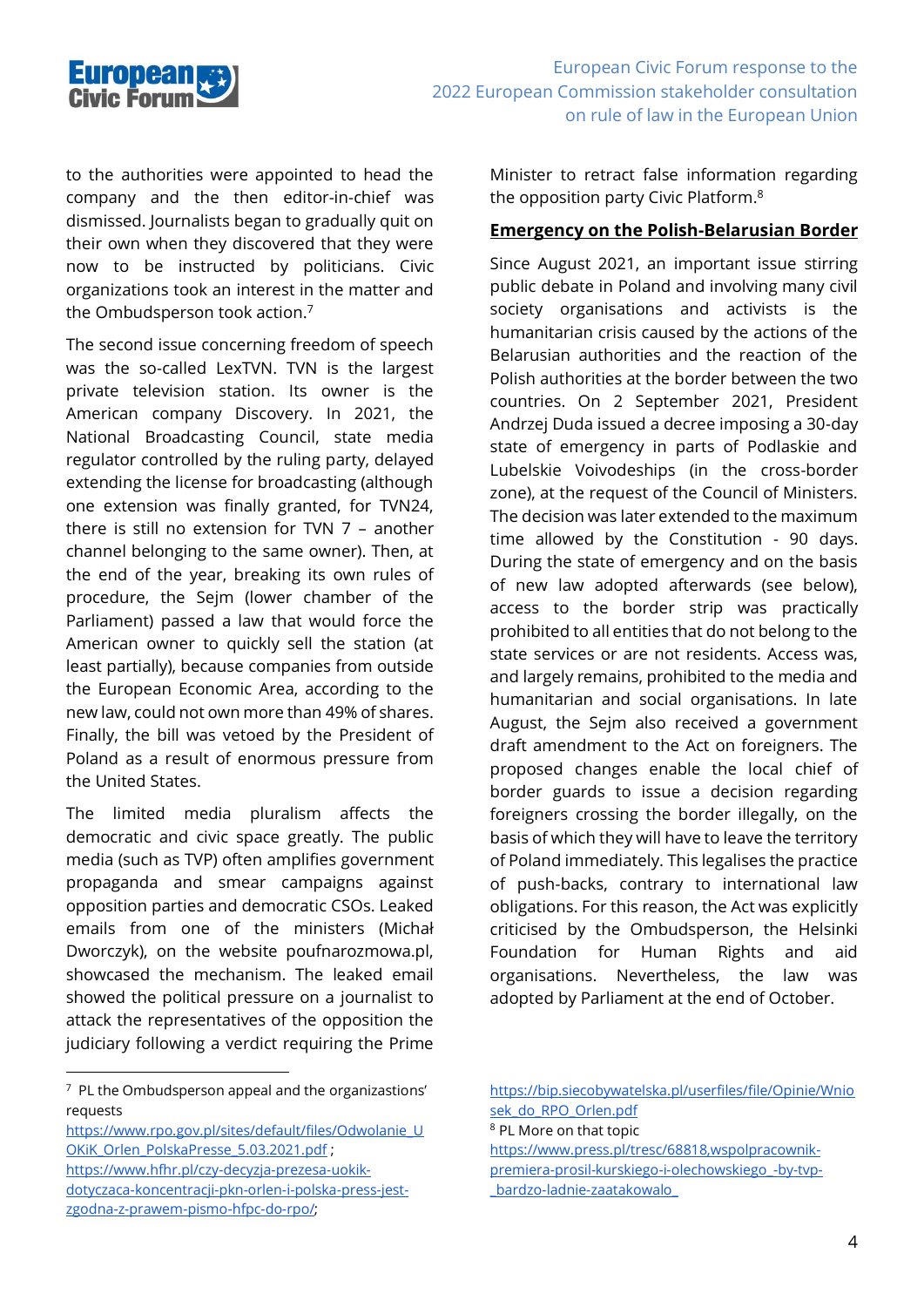to the authorities were appointed to head the company and the then editor-in-chief was dismissed. Journalists began to gradually quit on their own when they discovered that they were now to be instructed by politicians. Civic organizations took an interest in the matter and the Ombudsperson took action.[7]

The second issue concerning freedom of speech was the so-called LexTVN. TVN is the largest private television station. Its owner is the American company Discovery. In 2021, the National Broadcasting Council, state media regulator controlled by the ruling party, delayed extending the license for broadcasting (although one extension was finally granted, for TVN24, there is still no extension for TVN 7 – another channel belonging to the same owner). Then, at the end of the year, breaking its own rules of procedure, the Sejm (lower chamber of the Parliament) passed a law that would force the American owner to quickly sell the station (at least partially), because companies from outside the European Economic Area, according to the new law, could not own more than 49% of shares. Finally, the bill was vetoed by the President of Poland as a result of enormous pressure from the United States.

The limited media pluralism affects the democratic and civic space greatly. The public media (such as TVP) often amplifies government propaganda and smear campaigns against opposition parties and democratic CSOs. Leaked emails from one of the ministers (Michał Dworczyk), on the website poufnarozmowa.pl, showcased the mechanism. The leaked email showed the political pressure on a journalist to attack the representatives of the opposition the judiciary following a verdict requiring the Prime Minister to retract false information regarding the opposition party Civic Platform.[8]

## Emergency on the Polish-Belarusian Border

Since August 2021, an important issue stirring public debate in Poland and involving many civil society organisations and activists is the humanitarian crisis caused by the actions of the Belarusian authorities and the reaction of the Polish authorities at the border between the two countries. On 2 September 2021, President Andrzej Duda issued a decree imposing a 30-day state of emergency in parts of Podlaskie and Lubelskie Voivodeships (in the cross-border zone), at the request of the Council of Ministers. The decision was later extended to the maximum time allowed by the Constitution - 90 days. During the state of emergency and on the basis of new law adopted afterwards (see below), access to the border strip was practically prohibited to all entities that do not belong to the state services or are not residents. Access was, and largely remains, prohibited to the media and humanitarian and social organisations. In late August, the Sejm also received a government draft amendment to the Act on foreigners. The proposed changes enable the local chief of border guards to issue a decision regarding foreigners crossing the border illegally, on the basis of which they will have to leave the territory of Poland immediately. This legalises the practice of push-backs, contrary to international law obligations. For this reason, the Act was explicitly criticised by the Ombudsperson, the Helsinki Foundation for Human Rights and aid organisations. Nevertheless, the law was adopted by Parliament at the end of October.

---

[7] PL the Ombudsperson appeal and the organizastions' requests
https://www.rpo.gov.pl/sites/default/files/Odwolanie_UOKiK_Orlen_PolskaPresse_5.03.2021.pdf ;
https://www.hfhr.pl/czy-decyzja-prezesa-uokik-dotyczaca-koncentracji-pkn-orlen-i-polska-press-jest-zgodna-z-prawem-pismo-hfpc-do-rpo/;
https://bip.siecobywatelska.pl/userfiles/file/Opinie/Wniosek_do_RPO_Orlen.pdf

[8] PL More on that topic
https://www.press.pl/tresc/68818,wspolpracownik-premiera-prosil-kurskiego-i-olechowskiego_-by-tvp-_bardzo-ladnie-zaatakowalo_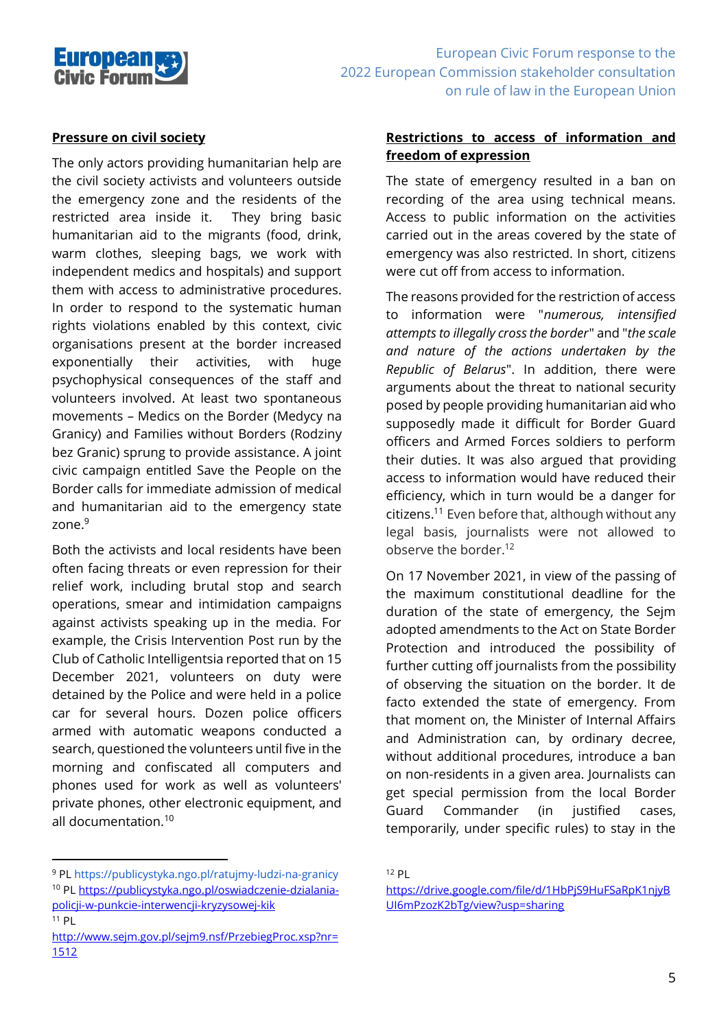## Pressure on civil society

The only actors providing humanitarian help are the civil society activists and volunteers outside the emergency zone and the residents of the restricted area inside it. They bring basic humanitarian aid to the migrants (food, drink, warm clothes, sleeping bags, we work with independent medics and hospitals) and support them with access to administrative procedures. In order to respond to the systematic human rights violations enabled by this context, civic organisations present at the border increased exponentially their activities, with huge psychophysical consequences of the staff and volunteers involved. At least two spontaneous movements – Medics on the Border (Medycy na Granicy) and Families without Borders (Rodziny bez Granic) sprung to provide assistance. A joint civic campaign entitled Save the People on the Border calls for immediate admission of medical and humanitarian aid to the emergency state zone.[9]

Both the activists and local residents have been often facing threats or even repression for their relief work, including brutal stop and search operations, smear and intimidation campaigns against activists speaking up in the media. For example, the Crisis Intervention Post run by the Club of Catholic Intelligentsia reported that on 15 December 2021, volunteers on duty were detained by the Police and were held in a police car for several hours. Dozen police officers armed with automatic weapons conducted a search, questioned the volunteers until five in the morning and confiscated all computers and phones used for work as well as volunteers' private phones, other electronic equipment, and all documentation.[10]

## Restrictions to access of information and freedom of expression

The state of emergency resulted in a ban on recording of the area using technical means. Access to public information on the activities carried out in the areas covered by the state of emergency was also restricted. In short, citizens were cut off from access to information.

The reasons provided for the restriction of access to information were "*numerous, intensified attempts to illegally cross the border*" and "*the scale and nature of the actions undertaken by the Republic of Belarus*". In addition, there were arguments about the threat to national security posed by people providing humanitarian aid who supposedly made it difficult for Border Guard officers and Armed Forces soldiers to perform their duties. It was also argued that providing access to information would have reduced their efficiency, which in turn would be a danger for citizens.[11] Even before that, although without any legal basis, journalists were not allowed to observe the border.[12]

On 17 November 2021, in view of the passing of the maximum constitutional deadline for the duration of the state of emergency, the Sejm adopted amendments to the Act on State Border Protection and introduced the possibility of further cutting off journalists from the possibility of observing the situation on the border. It de facto extended the state of emergency. From that moment on, the Minister of Internal Affairs and Administration can, by ordinary decree, without additional procedures, introduce a ban on non-residents in a given area. Journalists can get special permission from the local Border Guard Commander (in justified cases, temporarily, under specific rules) to stay in the

---

[9] PL https://publicystyka.ngo.pl/ratujmy-ludzi-na-granicy

[10] PL https://publicystyka.ngo.pl/oswiadczenie-dzialania-policji-w-punkcie-interwencji-kryzysowej-kik

[11] PL http://www.sejm.gov.pl/sejm9.nsf/PrzebiegProc.xsp?nr=1512

[12] PL https://drive.google.com/file/d/1HbPjS9HuFSaRpK1njyBUI6mPzozK2bTg/view?usp=sharing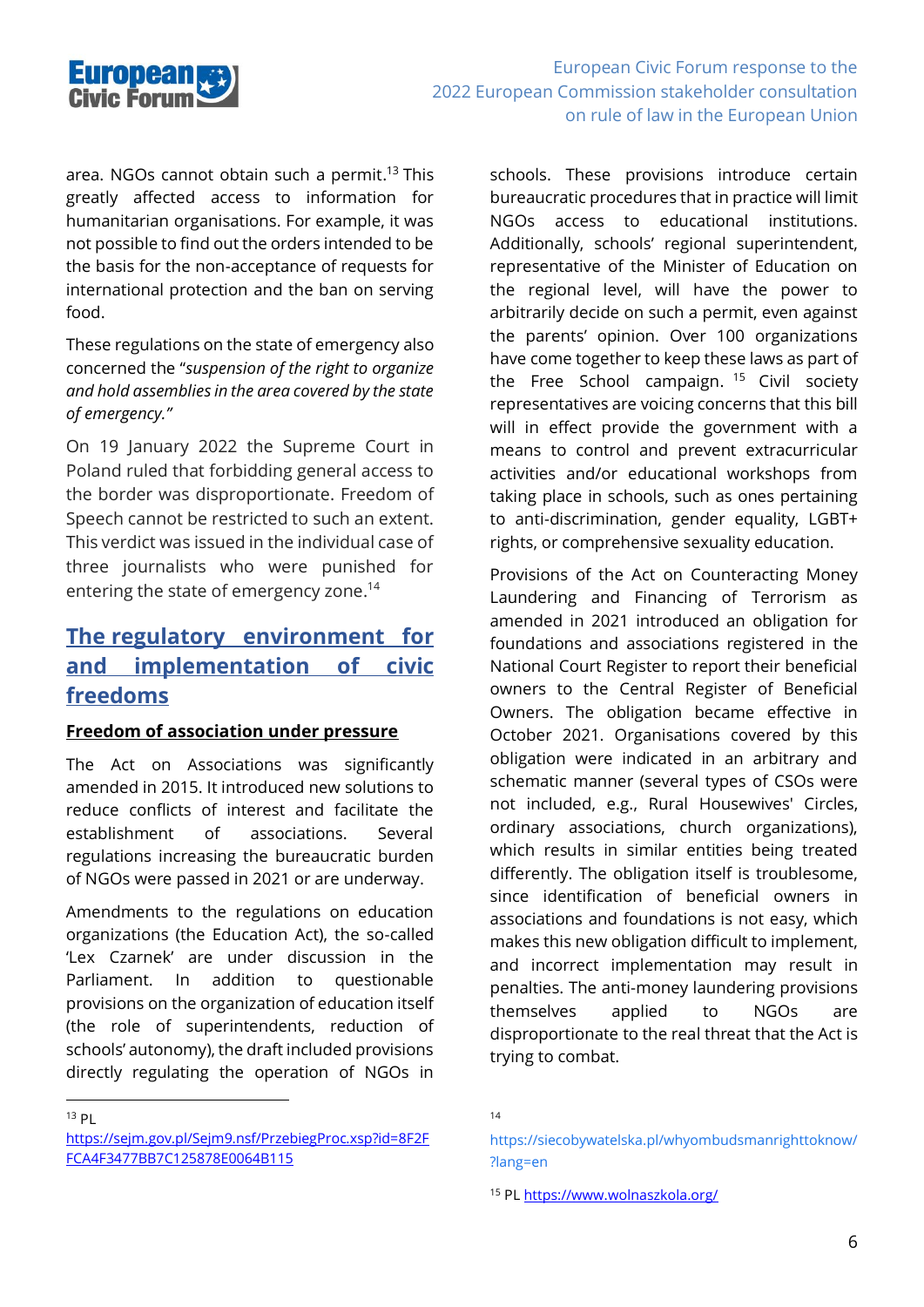area. NGOs cannot obtain such a permit.[13] This greatly affected access to information for humanitarian organisations. For example, it was not possible to find out the orders intended to be the basis for the non-acceptance of requests for international protection and the ban on serving food.

These regulations on the state of emergency also concerned the "*suspension of the right to organize and hold assemblies in the area covered by the state of emergency.*"

On 19 January 2022 the Supreme Court in Poland ruled that forbidding general access to the border was disproportionate. Freedom of Speech cannot be restricted to such an extent. This verdict was issued in the individual case of three journalists who were punished for entering the state of emergency zone.[14]

## The regulatory environment for and implementation of civic freedoms

### Freedom of association under pressure

The Act on Associations was significantly amended in 2015. It introduced new solutions to reduce conflicts of interest and facilitate the establishment of associations. Several regulations increasing the bureaucratic burden of NGOs were passed in 2021 or are underway.

Amendments to the regulations on education organizations (the Education Act), the so-called 'Lex Czarnek' are under discussion in the Parliament. In addition to questionable provisions on the organization of education itself (the role of superintendents, reduction of schools' autonomy), the draft included provisions directly regulating the operation of NGOs in schools. These provisions introduce certain bureaucratic procedures that in practice will limit NGOs access to educational institutions. Additionally, schools' regional superintendent, representative of the Minister of Education on the regional level, will have the power to arbitrarily decide on such a permit, even against the parents' opinion. Over 100 organizations have come together to keep these laws as part of the Free School campaign.[15] Civil society representatives are voicing concerns that this bill will in effect provide the government with a means to control and prevent extracurricular activities and/or educational workshops from taking place in schools, such as ones pertaining to anti-discrimination, gender equality, LGBT+ rights, or comprehensive sexuality education.

Provisions of the Act on Counteracting Money Laundering and Financing of Terrorism as amended in 2021 introduced an obligation for foundations and associations registered in the National Court Register to report their beneficial owners to the Central Register of Beneficial Owners. The obligation became effective in October 2021. Organisations covered by this obligation were indicated in an arbitrary and schematic manner (several types of CSOs were not included, e.g., Rural Housewives' Circles, ordinary associations, church organizations), which results in similar entities being treated differently. The obligation itself is troublesome, since identification of beneficial owners in associations and foundations is not easy, which makes this new obligation difficult to implement, and incorrect implementation may result in penalties. The anti-money laundering provisions themselves applied to NGOs are disproportionate to the real threat that the Act is trying to combat.

---

[13] PL https://sejm.gov.pl/Sejm9.nsf/PrzebiegProc.xsp?id=8F2FFCA4F3477BB7C125878E0064B115

[14] https://siecobywatelska.pl/whyombudsmanrighttoknow/?lang=en

[15] PL https://www.wolnaszkola.org/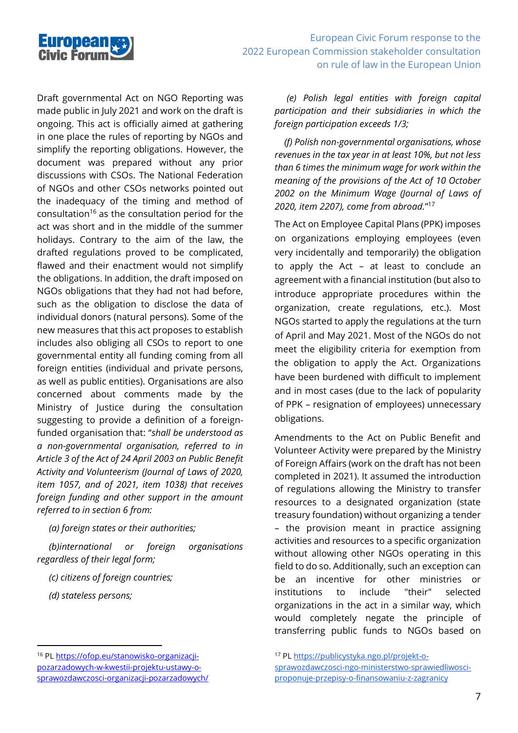Draft governmental Act on NGO Reporting was made public in July 2021 and work on the draft is ongoing. This act is officially aimed at gathering in one place the rules of reporting by NGOs and simplify the reporting obligations. However, the document was prepared without any prior discussions with CSOs. The National Federation of NGOs and other CSOs networks pointed out the inadequacy of the timing and method of consultation[16] as the consultation period for the act was short and in the middle of the summer holidays. Contrary to the aim of the law, the drafted regulations proved to be complicated, flawed and their enactment would not simplify the obligations. In addition, the draft imposed on NGOs obligations that they had not had before, such as the obligation to disclose the data of individual donors (natural persons). Some of the new measures that this act proposes to establish includes also obliging all CSOs to report to one governmental entity all funding coming from all foreign entities (individual and private persons, as well as public entities). Organisations are also concerned about comments made by the Ministry of Justice during the consultation suggesting to provide a definition of a foreign-funded organisation that: "*shall be understood as a non-governmental organisation, referred to in Article 3 of the Act of 24 April 2003 on Public Benefit Activity and Volunteerism (Journal of Laws of 2020, item 1057, and of 2021, item 1038) that receives foreign funding and other support in the amount referred to in section 6 from:*

*(a) foreign states or their authorities;*

*(b)international or foreign organisations regardless of their legal form;*

*(c) citizens of foreign countries;*

*(d) stateless persons;*

*(e) Polish legal entities with foreign capital participation and their subsidiaries in which the foreign participation exceeds 1/3;*

*(f) Polish non-governmental organisations, whose revenues in the tax year in at least 10%, but not less than 6 times the minimum wage for work within the meaning of the provisions of the Act of 10 October 2002 on the Minimum Wage (Journal of Laws of 2020, item 2207), come from abroad.*"[17]

The Act on Employee Capital Plans (PPK) imposes on organizations employing employees (even very incidentally and temporarily) the obligation to apply the Act – at least to conclude an agreement with a financial institution (but also to introduce appropriate procedures within the organization, create regulations, etc.). Most NGOs started to apply the regulations at the turn of April and May 2021. Most of the NGOs do not meet the eligibility criteria for exemption from the obligation to apply the Act. Organizations have been burdened with difficult to implement and in most cases (due to the lack of popularity of PPK – resignation of employees) unnecessary obligations.

Amendments to the Act on Public Benefit and Volunteer Activity were prepared by the Ministry of Foreign Affairs (work on the draft has not been completed in 2021). It assumed the introduction of regulations allowing the Ministry to transfer resources to a designated organization (state treasury foundation) without organizing a tender – the provision meant in practice assigning activities and resources to a specific organization without allowing other NGOs operating in this field to do so. Additionally, such an exception can be an incentive for other ministries or institutions to include "their" selected organizations in the act in a similar way, which would completely negate the principle of transferring public funds to NGOs based on

[16] PL https://ofop.eu/stanowisko-organizacji-pozarzadowych-w-kwestii-projektu-ustawy-o-sprawozdawczosci-organizacji-pozarzadowych/

[17] PL https://publicystyka.ngo.pl/projekt-o-sprawozdawczosci-ngo-ministerstwo-sprawiedliwosci-proponuje-przepisy-o-finansowaniu-z-zagranicy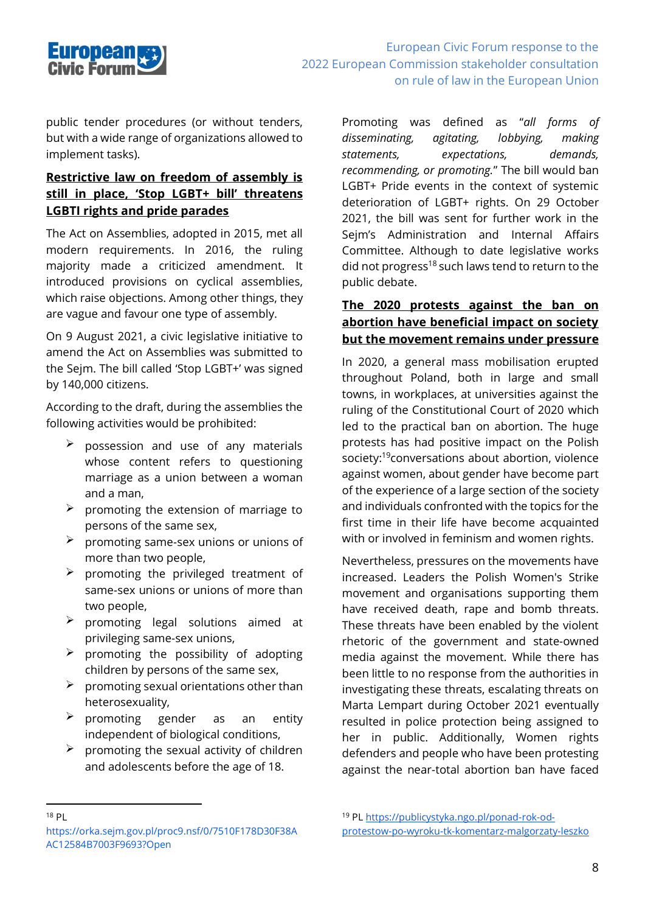public tender procedures (or without tenders, but with a wide range of organizations allowed to implement tasks).

## Restrictive law on freedom of assembly is still in place, 'Stop LGBT+ bill' threatens LGBTI rights and pride parades

The Act on Assemblies, adopted in 2015, met all modern requirements. In 2016, the ruling majority made a criticized amendment. It introduced provisions on cyclical assemblies, which raise objections. Among other things, they are vague and favour one type of assembly.

On 9 August 2021, a civic legislative initiative to amend the Act on Assemblies was submitted to the Sejm. The bill called 'Stop LGBT+' was signed by 140,000 citizens.

According to the draft, during the assemblies the following activities would be prohibited:

- possession and use of any materials whose content refers to questioning marriage as a union between a woman and a man,
- promoting the extension of marriage to persons of the same sex,
- promoting same-sex unions or unions of more than two people,
- promoting the privileged treatment of same-sex unions or unions of more than two people,
- promoting legal solutions aimed at privileging same-sex unions,
- promoting the possibility of adopting children by persons of the same sex,
- promoting sexual orientation other than heterosexuality,
- promoting gender as an entity independent of biological conditions,
- promoting the sexual activity of children and adolescents before the age of 18.

Promoting was defined as "*all forms of disseminating, agitating, lobbying, making statements, expectations, demands, recommending, or promoting.*" The bill would ban LGBT+ Pride events in the context of systemic deterioration of LGBT+ rights. On 29 October 2021, the bill was sent for further work in the Sejm's Administration and Internal Affairs Committee. Although to date legislative works did not progress[18] such laws tend to return to the public debate.

## The 2020 protests against the ban on abortion have beneficial impact on society but the movement remains under pressure

In 2020, a general mass mobilisation erupted throughout Poland, both in large and small towns, in workplaces, at universities against the ruling of the Constitutional Court of 2020 which led to the practical ban on abortion. The huge protests has had positive impact on the Polish society:[19]conversations about abortion, violence against women, about gender have become part of the experience of a large section of the society and individuals confronted with the topics for the first time in their life have become acquainted with or involved in feminism and women rights.

Nevertheless, pressures on the movements have increased. Leaders the Polish Women's Strike movement and organisations supporting them have received death, rape and bomb threats. These threats have been enabled by the violent rhetoric of the government and state-owned media against the movement. While there has been little to no response from the authorities in investigating these threats, escalating threats on Marta Lempart during October 2021 eventually resulted in police protection being assigned to her in public. Additionally, Women rights defenders and people who have been protesting against the near-total abortion ban have faced

---

[18] PL https://orka.sejm.gov.pl/proc9.nsf/0/7510F178D30F38AAC12584B7003F9693?Open

[19] PL https://publicystyka.ngo.pl/ponad-rok-od-protestow-po-wyroku-tk-komentarz-malgorzaty-leszko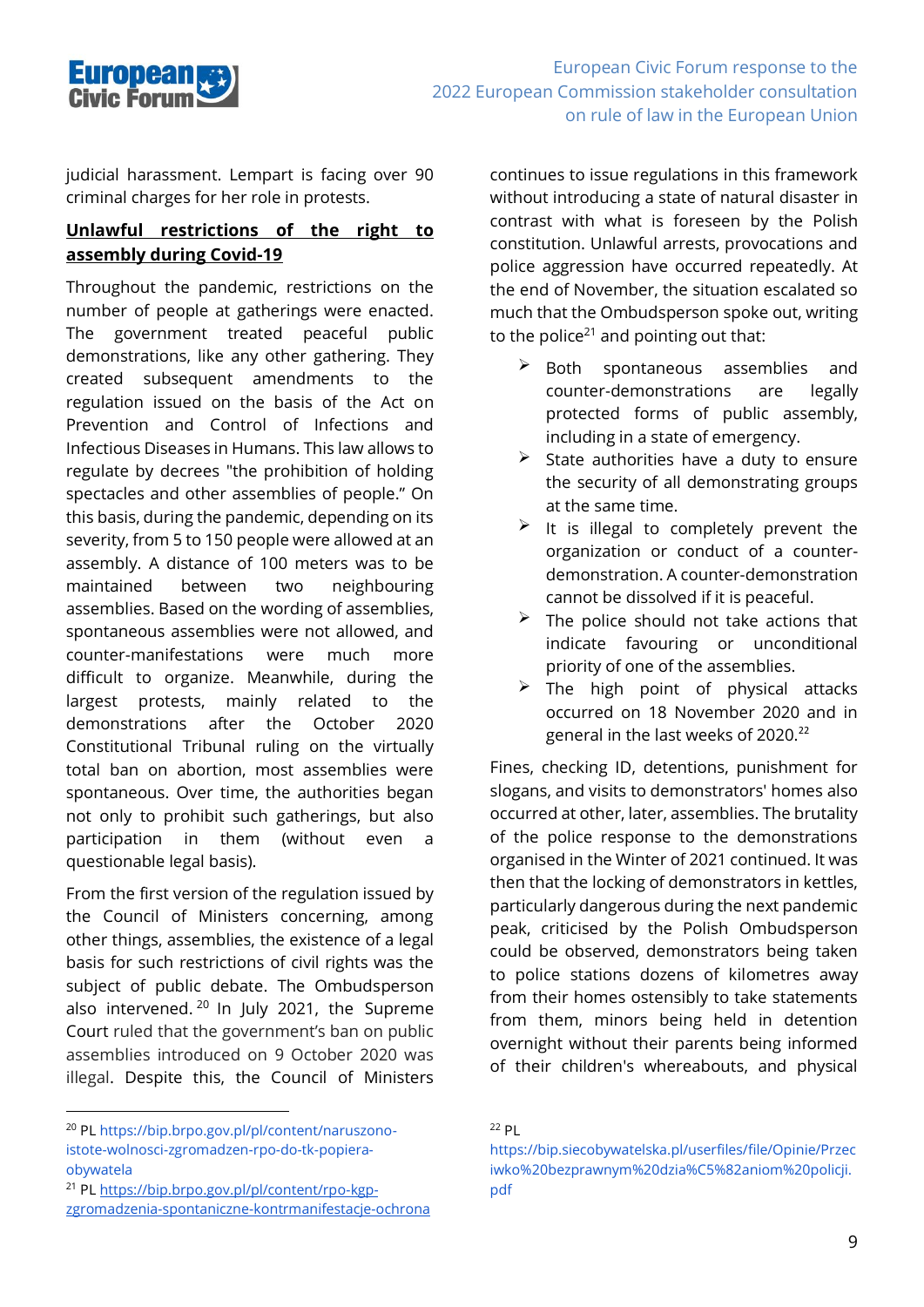judicial harassment. Lempart is facing over 90 criminal charges for her role in protests.

**Unlawful restrictions of the right to assembly during Covid-19**

Throughout the pandemic, restrictions on the number of people at gatherings were enacted. The government treated peaceful public demonstrations, like any other gathering. They created subsequent amendments to the regulation issued on the basis of the Act on Prevention and Control of Infections and Infectious Diseases in Humans. This law allows to regulate by decrees "the prohibition of holding spectacles and other assemblies of people." On this basis, during the pandemic, depending on its severity, from 5 to 150 people were allowed at an assembly. A distance of 100 meters was to be maintained between two neighbouring assemblies. Based on the wording of assemblies, spontaneous assemblies were not allowed, and counter-manifestations were much more difficult to organize. Meanwhile, during the largest protests, mainly related to the demonstrations after the October 2020 Constitutional Tribunal ruling on the virtually total ban on abortion, most assemblies were spontaneous. Over time, the authorities began not only to prohibit such gatherings, but also participation in them (without even a questionable legal basis).

From the first version of the regulation issued by the Council of Ministers concerning, among other things, assemblies, the existence of a legal basis for such restrictions of civil rights was the subject of public debate. The Ombudsperson also intervened.[20] In July 2021, the Supreme Court ruled that the government's ban on public assemblies introduced on 9 October 2020 was illegal. Despite this, the Council of Ministers continues to issue regulations in this framework without introducing a state of natural disaster in contrast with what is foreseen by the Polish constitution. Unlawful arrests, provocations and police aggression have occurred repeatedly. At the end of November, the situation escalated so much that the Ombudsperson spoke out, writing to the police[21] and pointing out that:

- Both spontaneous assemblies and counter-demonstrations are legally protected forms of public assembly, including in a state of emergency.
- State authorities have a duty to ensure the security of all demonstrating groups at the same time.
- It is illegal to completely prevent the organization or conduct of a counter-demonstration. A counter-demonstration cannot be dissolved if it is peaceful.
- The police should not take actions that indicate favouring or unconditional priority of one of the assemblies.
- The high point of physical attacks occurred on 18 November 2020 and in general in the last weeks of 2020.[22]

Fines, checking ID, detentions, punishment for slogans, and visits to demonstrators' homes also occurred at other, later, assemblies. The brutality of the police response to the demonstrations organised in the Winter of 2021 continued. It was then that the locking of demonstrators in kettles, particularly dangerous during the next pandemic peak, criticised by the Polish Ombudsperson could be observed, demonstrators being taken to police stations dozens of kilometres away from their homes ostensibly to take statements from them, minors being held in detention overnight without their parents being informed of their children's whereabouts, and physical

---

[20] PL https://bip.brpo.gov.pl/pl/content/naruszono-istote-wolnosci-zgromadzen-rpo-do-tk-popiera-obywatela

[21] PL https://bip.brpo.gov.pl/pl/content/rpo-kgp-zgromadzenia-spontaniczne-kontrmanifestacje-ochrona

[22] PL https://bip.siecobywatelska.pl/userfiles/file/Opinie/Przeciwko%20bezprawnym%20dzia%C5%82aniom%20policji.pdf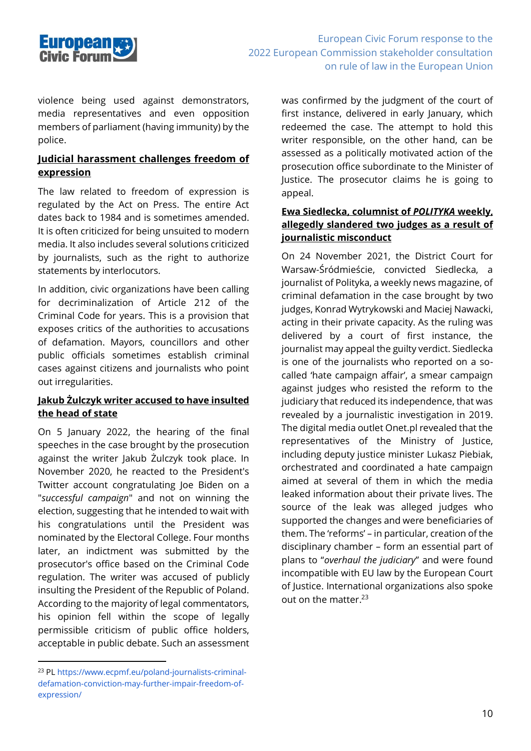violence being used against demonstrators, media representatives and even opposition members of parliament (having immunity) by the police.

### Judicial harassment challenges freedom of expression

The law related to freedom of expression is regulated by the Act on Press. The entire Act dates back to 1984 and is sometimes amended. It is often criticized for being unsuited to modern media. It also includes several solutions criticized by journalists, such as the right to authorize statements by interlocutors.

In addition, civic organizations have been calling for decriminalization of Article 212 of the Criminal Code for years. This is a provision that exposes critics of the authorities to accusations of defamation. Mayors, councillors and other public officials sometimes establish criminal cases against citizens and journalists who point out irregularities.

### Jakub Żulczyk writer accused to have insulted the head of state

On 5 January 2022, the hearing of the final speeches in the case brought by the prosecution against the writer Jakub Żulczyk took place. In November 2020, he reacted to the President's Twitter account congratulating Joe Biden on a "*successful campaign*" and not on winning the election, suggesting that he intended to wait with his congratulations until the President was nominated by the Electoral College. Four months later, an indictment was submitted by the prosecutor's office based on the Criminal Code regulation. The writer was accused of publicly insulting the President of the Republic of Poland. According to the majority of legal commentators, his opinion fell within the scope of legally permissible criticism of public office holders, acceptable in public debate. Such an assessment was confirmed by the judgment of the court of first instance, delivered in early January, which redeemed the case. The attempt to hold this writer responsible, on the other hand, can be assessed as a politically motivated action of the prosecution office subordinate to the Minister of Justice. The prosecutor claims he is going to appeal.

### Ewa Siedlecka, columnist of *POLITYKA* weekly, allegedly slandered two judges as a result of journalistic misconduct

On 24 November 2021, the District Court for Warsaw-Śródmieście, convicted Siedlecka, a journalist of Polityka, a weekly news magazine, of criminal defamation in the case brought by two judges, Konrad Wytrykowski and Maciej Nawacki, acting in their private capacity. As the ruling was delivered by a court of first instance, the journalist may appeal the guilty verdict. Siedlecka is one of the journalists who reported on a so-called 'hate campaign affair', a smear campaign against judges who resisted the reform to the judiciary that reduced its independence, that was revealed by a journalistic investigation in 2019. The digital media outlet Onet.pl revealed that the representatives of the Ministry of Justice, including deputy justice minister Lukasz Piebiak, orchestrated and coordinated a hate campaign aimed at several of them in which the media leaked information about their private lives. The source of the leak was alleged judges who supported the changes and were beneficiaries of them. The 'reforms' – in particular, creation of the disciplinary chamber – form an essential part of plans to "*overhaul the judiciary*" and were found incompatible with EU law by the European Court of Justice. International organizations also spoke out on the matter.[23]

---

[23] PL https://www.ecpmf.eu/poland-journalists-criminal-defamation-conviction-may-further-impair-freedom-of-expression/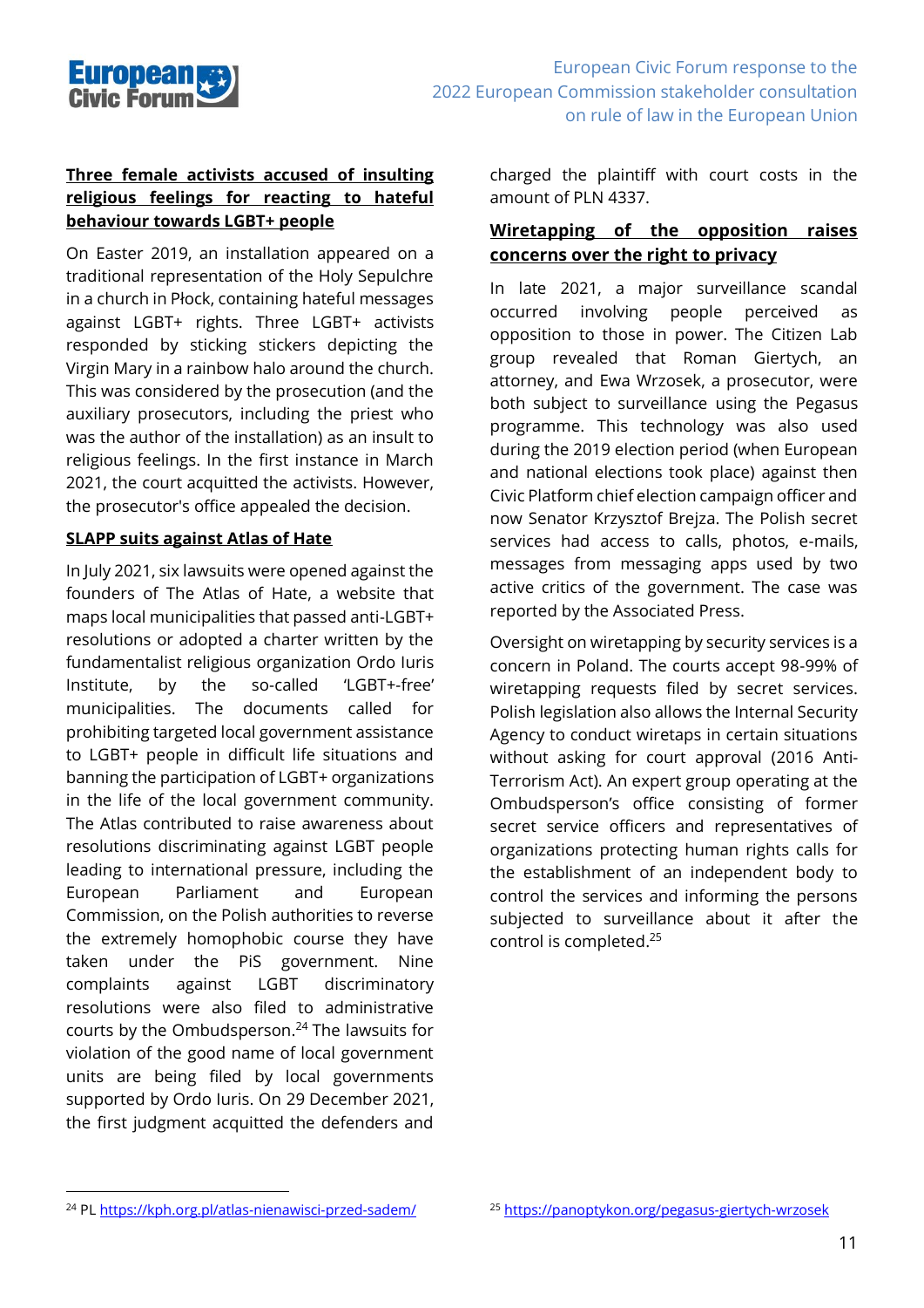### Three female activists accused of insulting religious feelings for reacting to hateful behaviour towards LGBT+ people

On Easter 2019, an installation appeared on a traditional representation of the Holy Sepulchre in a church in Płock, containing hateful messages against LGBT+ rights. Three LGBT+ activists responded by sticking stickers depicting the Virgin Mary in a rainbow halo around the church. This was considered by the prosecution (and the auxiliary prosecutors, including the priest who was the author of the installation) as an insult to religious feelings. In the first instance in March 2021, the court acquitted the activists. However, the prosecutor's office appealed the decision.

### SLAPP suits against Atlas of Hate

In July 2021, six lawsuits were opened against the founders of The Atlas of Hate, a website that maps local municipalities that passed anti-LGBT+ resolutions or adopted a charter written by the fundamentalist religious organization Ordo Iuris Institute, by the so-called 'LGBT+-free' municipalities. The documents called for prohibiting targeted local government assistance to LGBT+ people in difficult life situations and banning the participation of LGBT+ organizations in the life of the local government community. The Atlas contributed to raise awareness about resolutions discriminating against LGBT people leading to international pressure, including the European Parliament and European Commission, on the Polish authorities to reverse the extremely homophobic course they have taken under the PiS government. Nine complaints against LGBT discriminatory resolutions were also filed to administrative courts by the Ombudsperson.[24] The lawsuits for violation of the good name of local government units are being filed by local governments supported by Ordo Iuris. On 29 December 2021, the first judgment acquitted the defenders and charged the plaintiff with court costs in the amount of PLN 4337.

### Wiretapping of the opposition raises concerns over the right to privacy

In late 2021, a major surveillance scandal occurred involving people perceived as opposition to those in power. The Citizen Lab group revealed that Roman Giertych, an attorney, and Ewa Wrzosek, a prosecutor, were both subject to surveillance using the Pegasus programme. This technology was also used during the 2019 election period (when European and national elections took place) against then Civic Platform chief election campaign officer and now Senator Krzysztof Brejza. The Polish secret services had access to calls, photos, e-mails, messages from messaging apps used by two active critics of the government. The case was reported by the Associated Press.

Oversight on wiretapping by security services is a concern in Poland. The courts accept 98-99% of wiretapping requests filed by secret services. Polish legislation also allows the Internal Security Agency to conduct wiretaps in certain situations without asking for court approval (2016 Anti-Terrorism Act). An expert group operating at the Ombudsperson's office consisting of former secret service officers and representatives of organizations protecting human rights calls for the establishment of an independent body to control the services and informing the persons subjected to surveillance about it after the control is completed.[25]

---

[24] PL https://kph.org.pl/atlas-nienawisci-przed-sadem/

[25] https://panoptykon.org/pegasus-giertych-wrzosek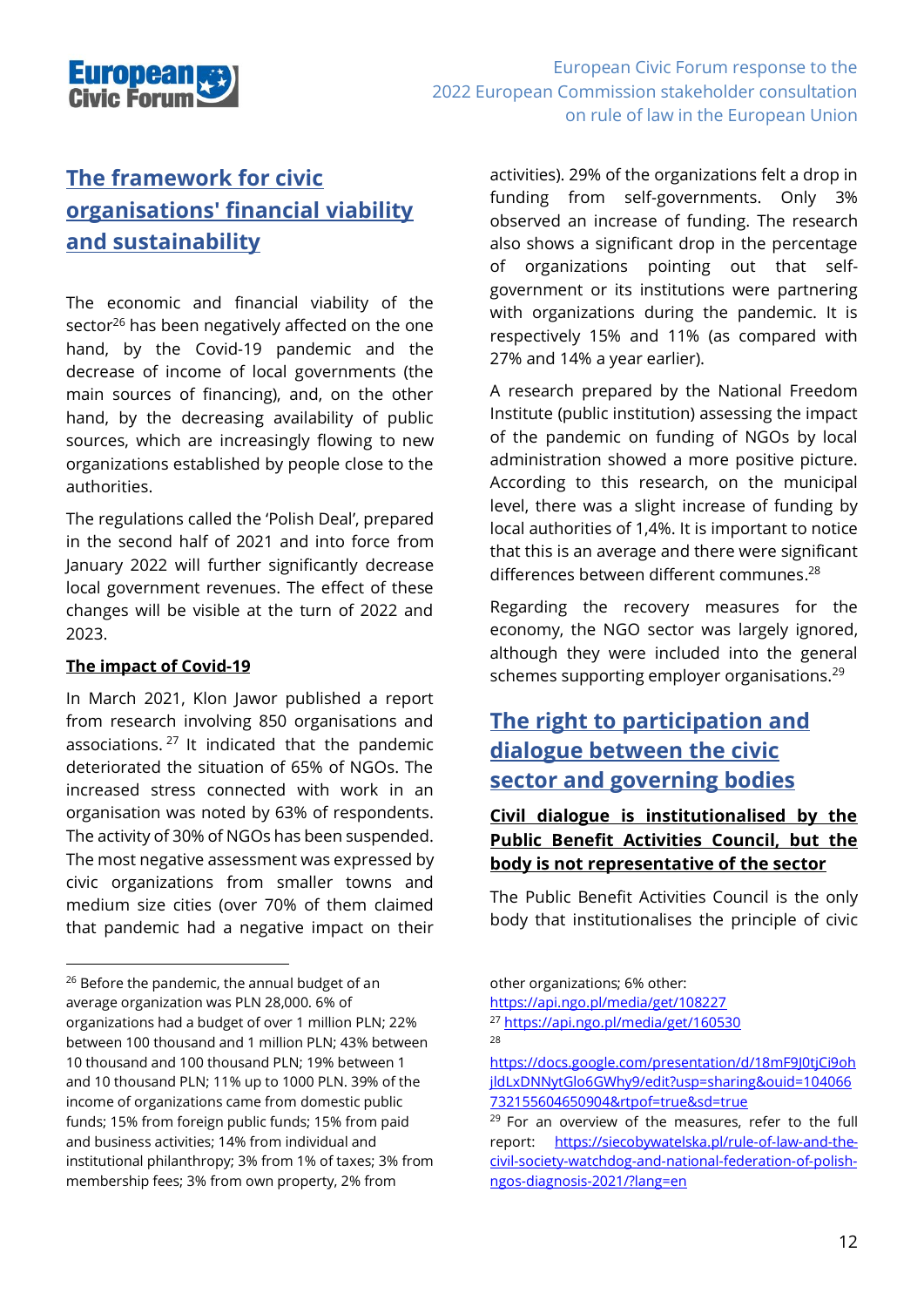## The framework for civic organisations' financial viability and sustainability

The economic and financial viability of the sector[26] has been negatively affected on the one hand, by the Covid-19 pandemic and the decrease of income of local governments (the main sources of financing), and, on the other hand, by the decreasing availability of public sources, which are increasingly flowing to new organizations established by people close to the authorities.

The regulations called the 'Polish Deal', prepared in the second half of 2021 and into force from January 2022 will further significantly decrease local government revenues. The effect of these changes will be visible at the turn of 2022 and 2023.

**The impact of Covid-19**

In March 2021, Klon Jawor published a report from research involving 850 organisations and associations.[27] It indicated that the pandemic deteriorated the situation of 65% of NGOs. The increased stress connected with work in an organisation was noted by 63% of respondents. The activity of 30% of NGOs has been suspended. The most negative assessment was expressed by civic organizations from smaller towns and medium size cities (over 70% of them claimed that pandemic had a negative impact on their activities). 29% of the organizations felt a drop in funding from self-governments. Only 3% observed an increase of funding. The research also shows a significant drop in the percentage of organizations pointing out that self-government or its institutions were partnering with organizations during the pandemic. It is respectively 15% and 11% (as compared with 27% and 14% a year earlier).

A research prepared by the National Freedom Institute (public institution) assessing the impact of the pandemic on funding of NGOs by local administration showed a more positive picture. According to this research, on the municipal level, there was a slight increase of funding by local authorities of 1,4%. It is important to notice that this is an average and there were significant differences between different communes.[28]

Regarding the recovery measures for the economy, the NGO sector was largely ignored, although they were included into the general schemes supporting employer organisations.[29]

## The right to participation and dialogue between the civic sector and governing bodies

**Civil dialogue is institutionalised by the Public Benefit Activities Council, but the body is not representative of the sector**

The Public Benefit Activities Council is the only body that institutionalises the principle of civic

---

[26] Before the pandemic, the annual budget of an average organization was PLN 28,000. 6% of organizations had a budget of over 1 million PLN; 22% between 100 thousand and 1 million PLN; 43% between 10 thousand and 100 thousand PLN; 19% between 1 and 10 thousand PLN; 11% up to 1000 PLN. 39% of the income of organizations came from domestic public funds; 15% from foreign public funds; 15% from paid and business activities; 14% from individual and institutional philanthropy; 3% from 1% of taxes; 3% from membership fees; 3% from own property, 2% from other organizations; 6% other: https://api.ngo.pl/media/get/108227

[27] https://api.ngo.pl/media/get/160530

[28] https://docs.google.com/presentation/d/18mF9J0tjCi9ohjldLxDNNytGlo6GWhy9/edit?usp=sharing&ouid=104066732155604650904&rtpof=true&sd=true

[29] For an overview of the measures, refer to the full report: https://siecobywatelska.pl/rule-of-law-and-the-civil-society-watchdog-and-national-federation-of-polish-ngos-diagnosis-2021/?lang=en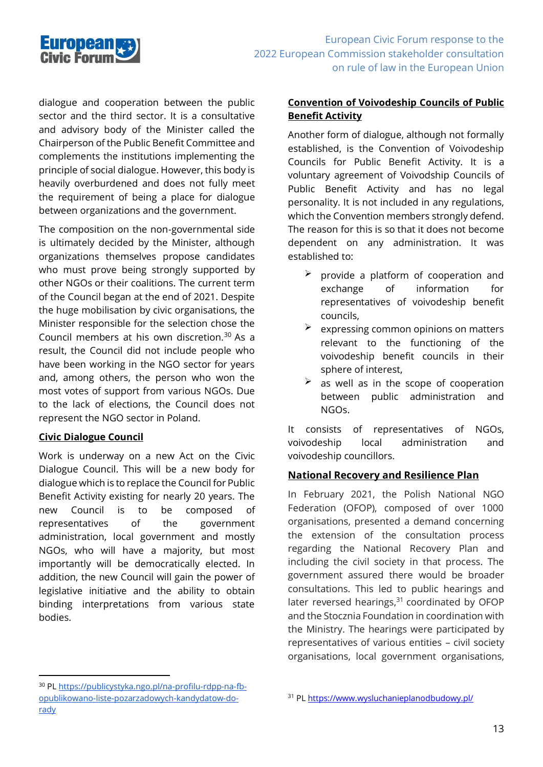dialogue and cooperation between the public sector and the third sector. It is a consultative and advisory body of the Minister called the Chairperson of the Public Benefit Committee and complements the institutions implementing the principle of social dialogue. However, this body is heavily overburdened and does not fully meet the requirement of being a place for dialogue between organizations and the government.

The composition on the non-governmental side is ultimately decided by the Minister, although organizations themselves propose candidates who must prove being strongly supported by other NGOs or their coalitions. The current term of the Council began at the end of 2021. Despite the huge mobilisation by civic organisations, the Minister responsible for the selection chose the Council members at his own discretion.[30] As a result, the Council did not include people who have been working in the NGO sector for years and, among others, the person who won the most votes of support from various NGOs. Due to the lack of elections, the Council does not represent the NGO sector in Poland.

## Civic Dialogue Council

Work is underway on a new Act on the Civic Dialogue Council. This will be a new body for dialogue which is to replace the Council for Public Benefit Activity existing for nearly 20 years. The new Council is to be composed of representatives of the government administration, local government and mostly NGOs, who will have a majority, but most importantly will be democratically elected. In addition, the new Council will gain the power of legislative initiative and the ability to obtain binding interpretations from various state bodies.

## Convention of Voivodeship Councils of Public Benefit Activity

Another form of dialogue, although not formally established, is the Convention of Voivodeship Councils for Public Benefit Activity. It is a voluntary agreement of Voivodship Councils of Public Benefit Activity and has no legal personality. It is not included in any regulations, which the Convention members strongly defend. The reason for this is so that it does not become dependent on any administration. It was established to:

- provide a platform of cooperation and exchange of information for representatives of voivodeship benefit councils,
- expressing common opinions on matters relevant to the functioning of the voivodeship benefit councils in their sphere of interest,
- as well as in the scope of cooperation between public administration and NGOs.

It consists of representatives of NGOs, voivodeship local administration and voivodeship councillors.

## National Recovery and Resilience Plan

In February 2021, the Polish National NGO Federation (OFOP), composed of over 1000 organisations, presented a demand concerning the extension of the consultation process regarding the National Recovery Plan and including the civil society in that process. The government assured there would be broader consultations. This led to public hearings and later reversed hearings,[31] coordinated by OFOP and the Stocznia Foundation in coordination with the Ministry. The hearings were participated by representatives of various entities – civil society organisations, local government organisations,

---

[30] PL https://publicystyka.ngo.pl/na-profilu-rdpp-na-fb-opublikowano-liste-pozarzadowych-kandydatow-do-rady

[31] PL https://www.wysluchanieplanodbudowy.pl/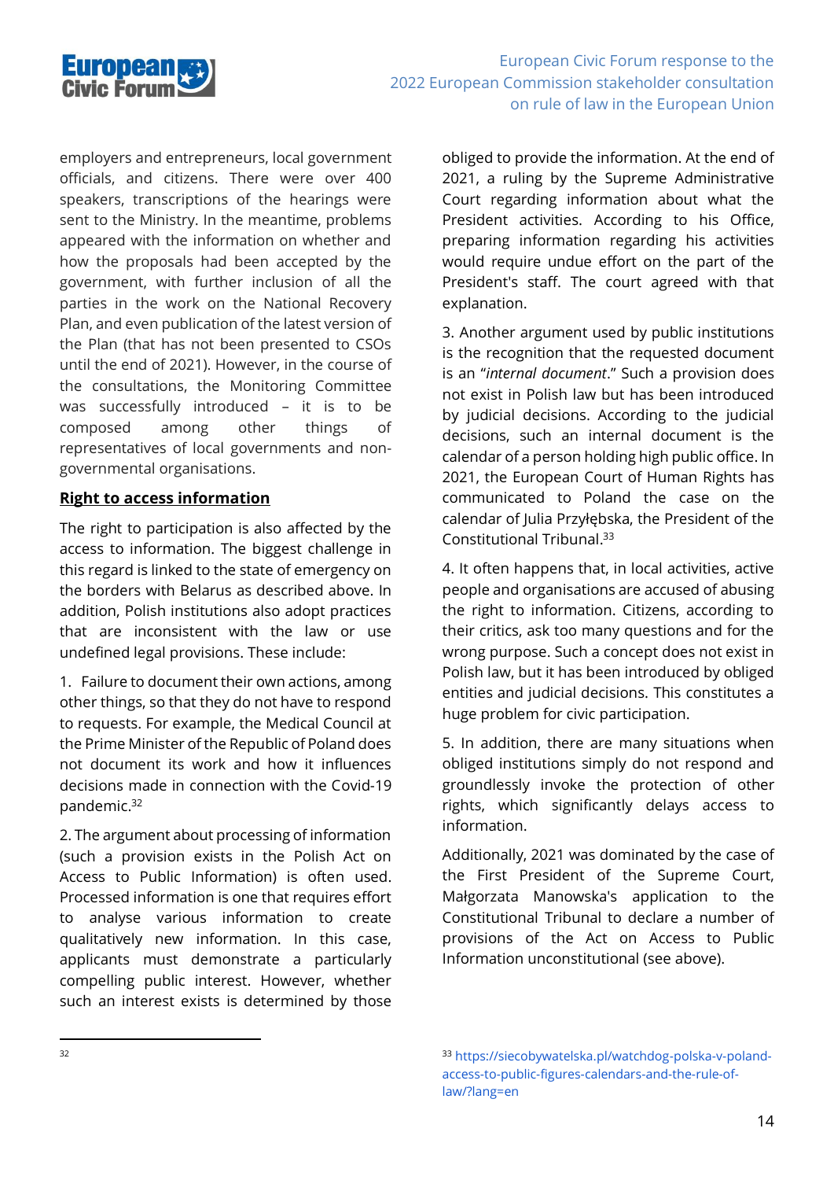employers and entrepreneurs, local government officials, and citizens. There were over 400 speakers, transcriptions of the hearings were sent to the Ministry. In the meantime, problems appeared with the information on whether and how the proposals had been accepted by the government, with further inclusion of all the parties in the work on the National Recovery Plan, and even publication of the latest version of the Plan (that has not been presented to CSOs until the end of 2021). However, in the course of the consultations, the Monitoring Committee was successfully introduced – it is to be composed among other things of representatives of local governments and non-governmental organisations.

**Right to access information**

The right to participation is also affected by the access to information. The biggest challenge in this regard is linked to the state of emergency on the borders with Belarus as described above. In addition, Polish institutions also adopt practices that are inconsistent with the law or use undefined legal provisions. These include:

1. Failure to document their own actions, among other things, so that they do not have to respond to requests. For example, the Medical Council at the Prime Minister of the Republic of Poland does not document its work and how it influences decisions made in connection with the Covid-19 pandemic.[32]

2. The argument about processing of information (such a provision exists in the Polish Act on Access to Public Information) is often used. Processed information is one that requires effort to analyse various information to create qualitatively new information. In this case, applicants must demonstrate a particularly compelling public interest. However, whether such an interest exists is determined by those obliged to provide the information. At the end of 2021, a ruling by the Supreme Administrative Court regarding information about what the President activities. According to his Office, preparing information regarding his activities would require undue effort on the part of the President's staff. The court agreed with that explanation.

3. Another argument used by public institutions is the recognition that the requested document is an "*internal document*." Such a provision does not exist in Polish law but has been introduced by judicial decisions. According to the judicial decisions, such an internal document is the calendar of a person holding high public office. In 2021, the European Court of Human Rights has communicated to Poland the case on the calendar of Julia Przyłębska, the President of the Constitutional Tribunal.[33]

4. It often happens that, in local activities, active people and organisations are accused of abusing the right to information. Citizens, according to their critics, ask too many questions and for the wrong purpose. Such a concept does not exist in Polish law, but it has been introduced by obliged entities and judicial decisions. This constitutes a huge problem for civic participation.

5. In addition, there are many situations when obliged institutions simply do not respond and groundlessly invoke the protection of other rights, which significantly delays access to information.

Additionally, 2021 was dominated by the case of the First President of the Supreme Court, Małgorzata Manowska's application to the Constitutional Tribunal to declare a number of provisions of the Act on Access to Public Information unconstitutional (see above).

---

[32]

[33] https://siecobywatelska.pl/watchdog-polska-v-poland-access-to-public-figures-calendars-and-the-rule-of-law/?lang=en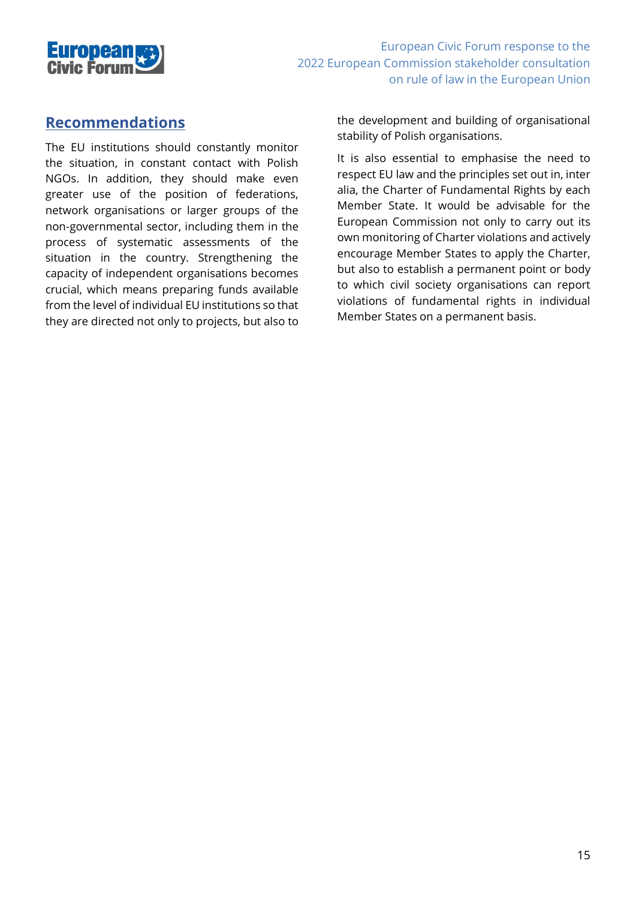## Recommendations

The EU institutions should constantly monitor the situation, in constant contact with Polish NGOs. In addition, they should make even greater use of the position of federations, network organisations or larger groups of the non-governmental sector, including them in the process of systematic assessments of the situation in the country. Strengthening the capacity of independent organisations becomes crucial, which means preparing funds available from the level of individual EU institutions so that they are directed not only to projects, but also to the development and building of organisational stability of Polish organisations.

It is also essential to emphasise the need to respect EU law and the principles set out in, inter alia, the Charter of Fundamental Rights by each Member State. It would be advisable for the European Commission not only to carry out its own monitoring of Charter violations and actively encourage Member States to apply the Charter, but also to establish a permanent point or body to which civil society organisations can report violations of fundamental rights in individual Member States on a permanent basis.